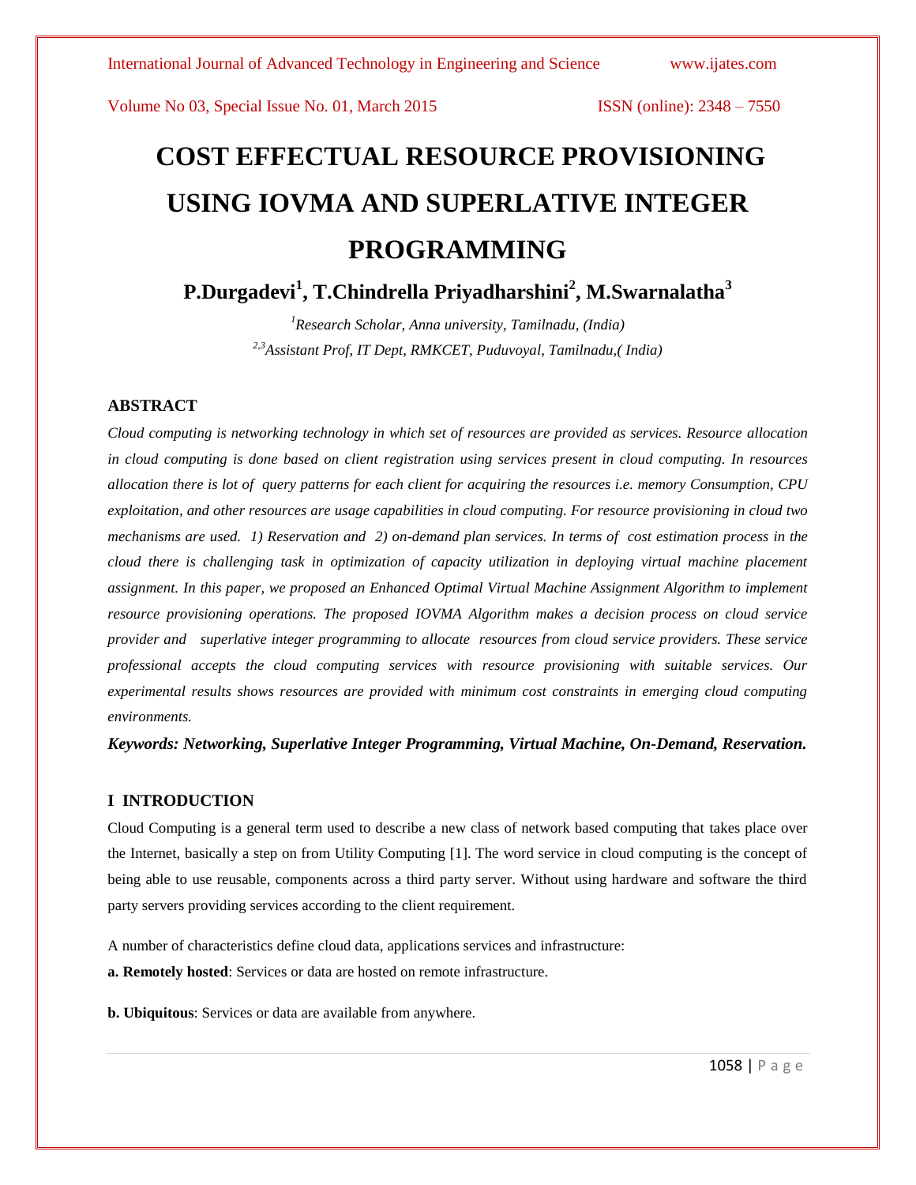# COST EFFECTUAL RESOURCE PROVISIONING USING IOVMA AND SUPERLATIVE INTEGER PROGRAMMING

**P.Durgadevi[1], T.Chindrella Priyadharshini[2], M.Swarnalatha[3]**

*[1]Research Scholar, Anna university, Tamilnadu, (India)*
*[2,3]Assistant Prof, IT Dept, RMKCET, Puduvoyal, Tamilnadu,( India)*

## ABSTRACT

*Cloud computing is networking technology in which set of resources are provided as services. Resource allocation in cloud computing is done based on client registration using services present in cloud computing. In resources allocation there is lot of query patterns for each client for acquiring the resources i.e. memory Consumption, CPU exploitation, and other resources are usage capabilities in cloud computing. For resource provisioning in cloud two mechanisms are used. 1) Reservation and 2) on-demand plan services. In terms of cost estimation process in the cloud there is challenging task in optimization of capacity utilization in deploying virtual machine placement assignment. In this paper, we proposed an Enhanced Optimal Virtual Machine Assignment Algorithm to implement resource provisioning operations. The proposed IOVMA Algorithm makes a decision process on cloud service provider and superlative integer programming to allocate resources from cloud service providers. These service professional accepts the cloud computing services with resource provisioning with suitable services. Our experimental results shows resources are provided with minimum cost constraints in emerging cloud computing environments.*

***Keywords: Networking, Superlative Integer Programming, Virtual Machine, On-Demand, Reservation.***

## I INTRODUCTION

Cloud Computing is a general term used to describe a new class of network based computing that takes place over the Internet, basically a step on from Utility Computing [1]. The word service in cloud computing is the concept of being able to use reusable, components across a third party server. Without using hardware and software the third party servers providing services according to the client requirement.

A number of characteristics define cloud data, applications services and infrastructure:

**a. Remotely hosted**: Services or data are hosted on remote infrastructure.

**b. Ubiquitous**: Services or data are available from anywhere.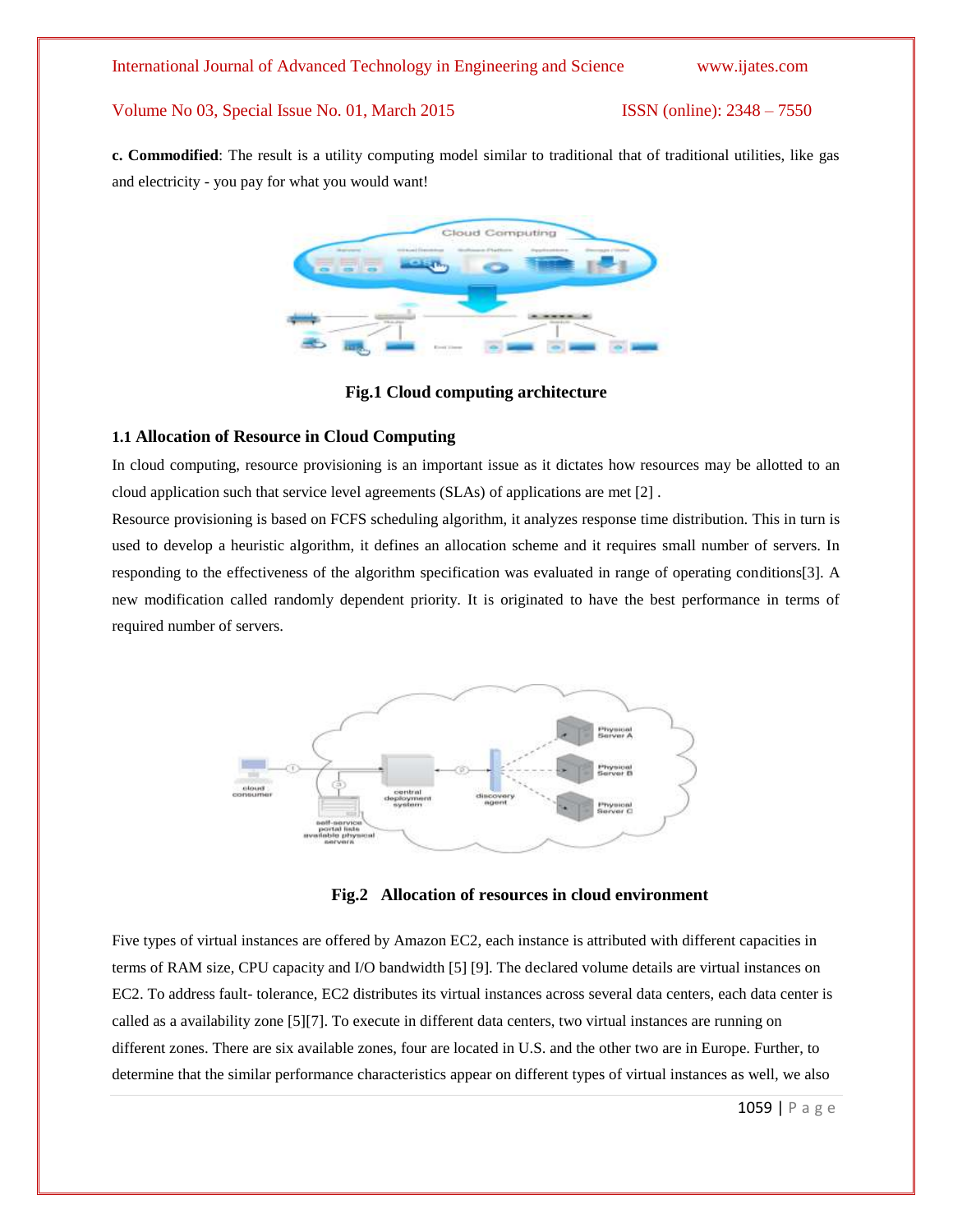**c. Commodified**: The result is a utility computing model similar to traditional that of traditional utilities, like gas and electricity - you pay for what you would want!

**Fig.1 Cloud computing architecture**

### 1.1 Allocation of Resource in Cloud Computing

In cloud computing, resource provisioning is an important issue as it dictates how resources may be allotted to an cloud application such that service level agreements (SLAs) of applications are met [2] .

Resource provisioning is based on FCFS scheduling algorithm, it analyzes response time distribution. This in turn is used to develop a heuristic algorithm, it defines an allocation scheme and it requires small number of servers. In responding to the effectiveness of the algorithm specification was evaluated in range of operating conditions[3]. A new modification called randomly dependent priority. It is originated to have the best performance in terms of required number of servers.

**Fig.2 Allocation of resources in cloud environment**

Five types of virtual instances are offered by Amazon EC2, each instance is attributed with different capacities in terms of RAM size, CPU capacity and I/O bandwidth [5] [9]. The declared volume details are virtual instances on EC2. To address fault- tolerance, EC2 distributes its virtual instances across several data centers, each data center is called as a availability zone [5][7]. To execute in different data centers, two virtual instances are running on different zones. There are six available zones, four are located in U.S. and the other two are in Europe. Further, to determine that the similar performance characteristics appear on different types of virtual instances as well, we also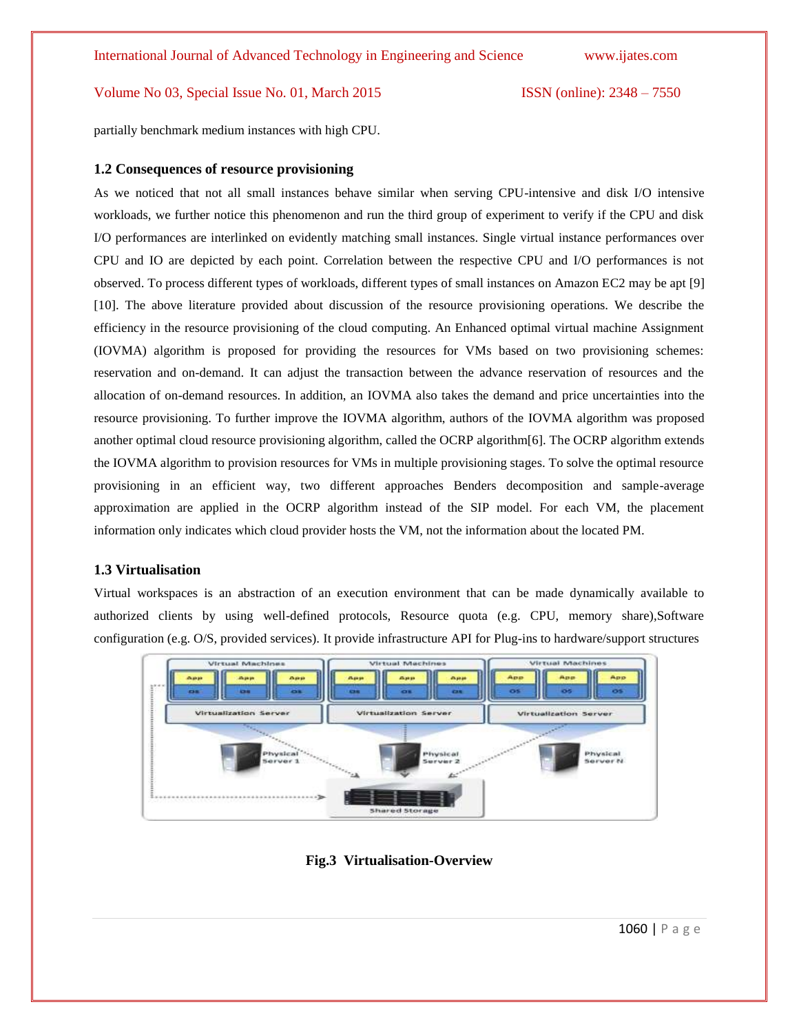partially benchmark medium instances with high CPU.

### 1.2 Consequences of resource provisioning

As we noticed that not all small instances behave similar when serving CPU-intensive and disk I/O intensive workloads, we further notice this phenomenon and run the third group of experiment to verify if the CPU and disk I/O performances are interlinked on evidently matching small instances. Single virtual instance performances over CPU and IO are depicted by each point. Correlation between the respective CPU and I/O performances is not observed. To process different types of workloads, different types of small instances on Amazon EC2 may be apt [9] [10]. The above literature provided about discussion of the resource provisioning operations. We describe the efficiency in the resource provisioning of the cloud computing. An Enhanced optimal virtual machine Assignment (IOVMA) algorithm is proposed for providing the resources for VMs based on two provisioning schemes: reservation and on-demand. It can adjust the transaction between the advance reservation of resources and the allocation of on-demand resources. In addition, an IOVMA also takes the demand and price uncertainties into the resource provisioning. To further improve the IOVMA algorithm, authors of the IOVMA algorithm was proposed another optimal cloud resource provisioning algorithm, called the OCRP algorithm[6]. The OCRP algorithm extends the IOVMA algorithm to provision resources for VMs in multiple provisioning stages. To solve the optimal resource provisioning in an efficient way, two different approaches Benders decomposition and sample-average approximation are applied in the OCRP algorithm instead of the SIP model. For each VM, the placement information only indicates which cloud provider hosts the VM, not the information about the located PM.

### 1.3 Virtualisation

Virtual workspaces is an abstraction of an execution environment that can be made dynamically available to authorized clients by using well-defined protocols, Resource quota (e.g. CPU, memory share),Software configuration (e.g. O/S, provided services). It provide infrastructure API for Plug-ins to hardware/support structures

**Fig.3 Virtualisation-Overview**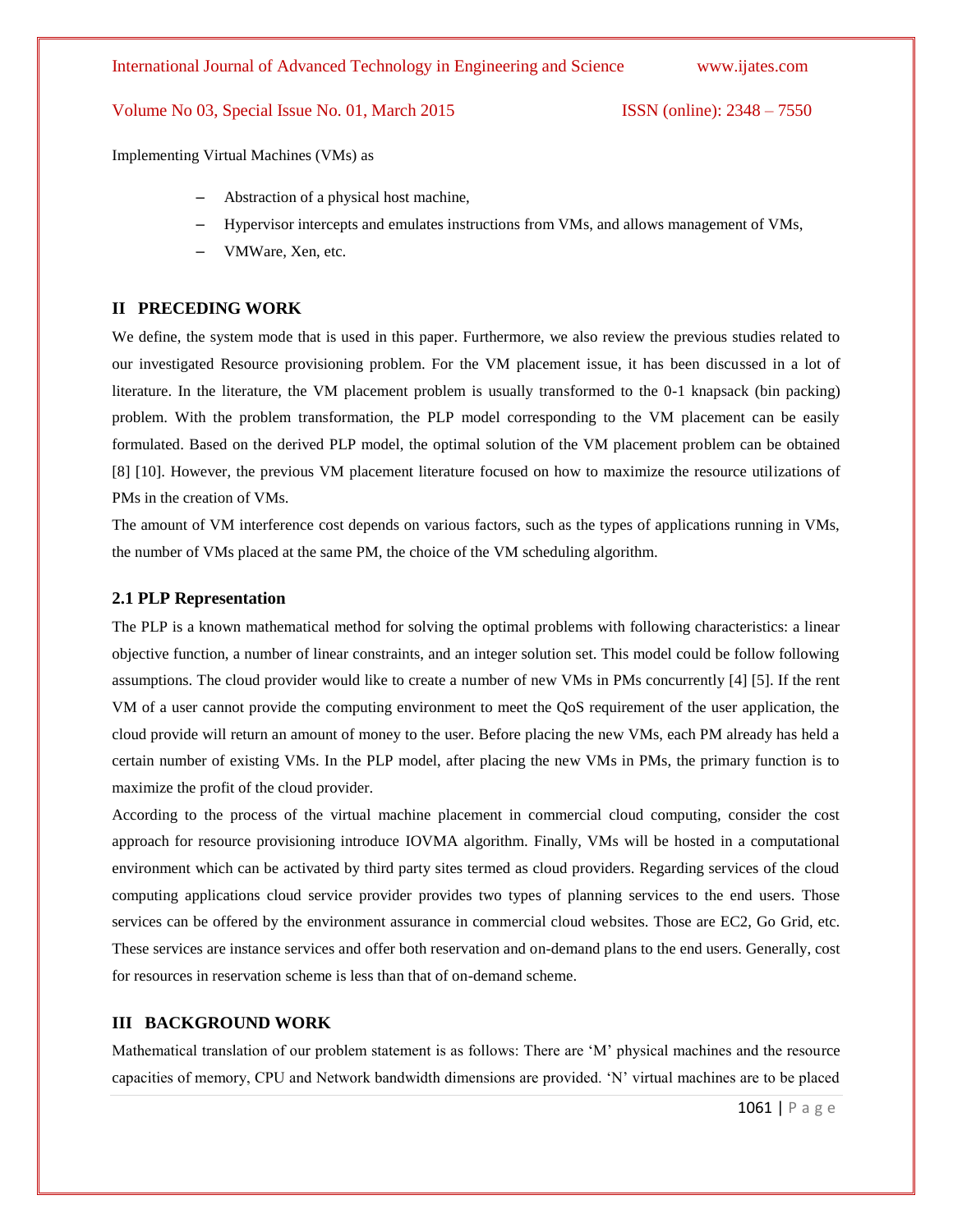Implementing Virtual Machines (VMs) as

- Abstraction of a physical host machine,
- Hypervisor intercepts and emulates instructions from VMs, and allows management of VMs,
- VMWare, Xen, etc.

## II PRECEDING WORK

We define, the system mode that is used in this paper. Furthermore, we also review the previous studies related to our investigated Resource provisioning problem. For the VM placement issue, it has been discussed in a lot of literature. In the literature, the VM placement problem is usually transformed to the 0-1 knapsack (bin packing) problem. With the problem transformation, the PLP model corresponding to the VM placement can be easily formulated. Based on the derived PLP model, the optimal solution of the VM placement problem can be obtained [8] [10]. However, the previous VM placement literature focused on how to maximize the resource utilizations of PMs in the creation of VMs.

The amount of VM interference cost depends on various factors, such as the types of applications running in VMs, the number of VMs placed at the same PM, the choice of the VM scheduling algorithm.

### 2.1 PLP Representation

The PLP is a known mathematical method for solving the optimal problems with following characteristics: a linear objective function, a number of linear constraints, and an integer solution set. This model could be follow following assumptions. The cloud provider would like to create a number of new VMs in PMs concurrently [4] [5]. If the rent VM of a user cannot provide the computing environment to meet the QoS requirement of the user application, the cloud provide will return an amount of money to the user. Before placing the new VMs, each PM already has held a certain number of existing VMs. In the PLP model, after placing the new VMs in PMs, the primary function is to maximize the profit of the cloud provider.

According to the process of the virtual machine placement in commercial cloud computing, consider the cost approach for resource provisioning introduce IOVMA algorithm. Finally, VMs will be hosted in a computational environment which can be activated by third party sites termed as cloud providers. Regarding services of the cloud computing applications cloud service provider provides two types of planning services to the end users. Those services can be offered by the environment assurance in commercial cloud websites. Those are EC2, Go Grid, etc. These services are instance services and offer both reservation and on-demand plans to the end users. Generally, cost for resources in reservation scheme is less than that of on-demand scheme.

## III BACKGROUND WORK

Mathematical translation of our problem statement is as follows: There are 'M' physical machines and the resource capacities of memory, CPU and Network bandwidth dimensions are provided. 'N' virtual machines are to be placed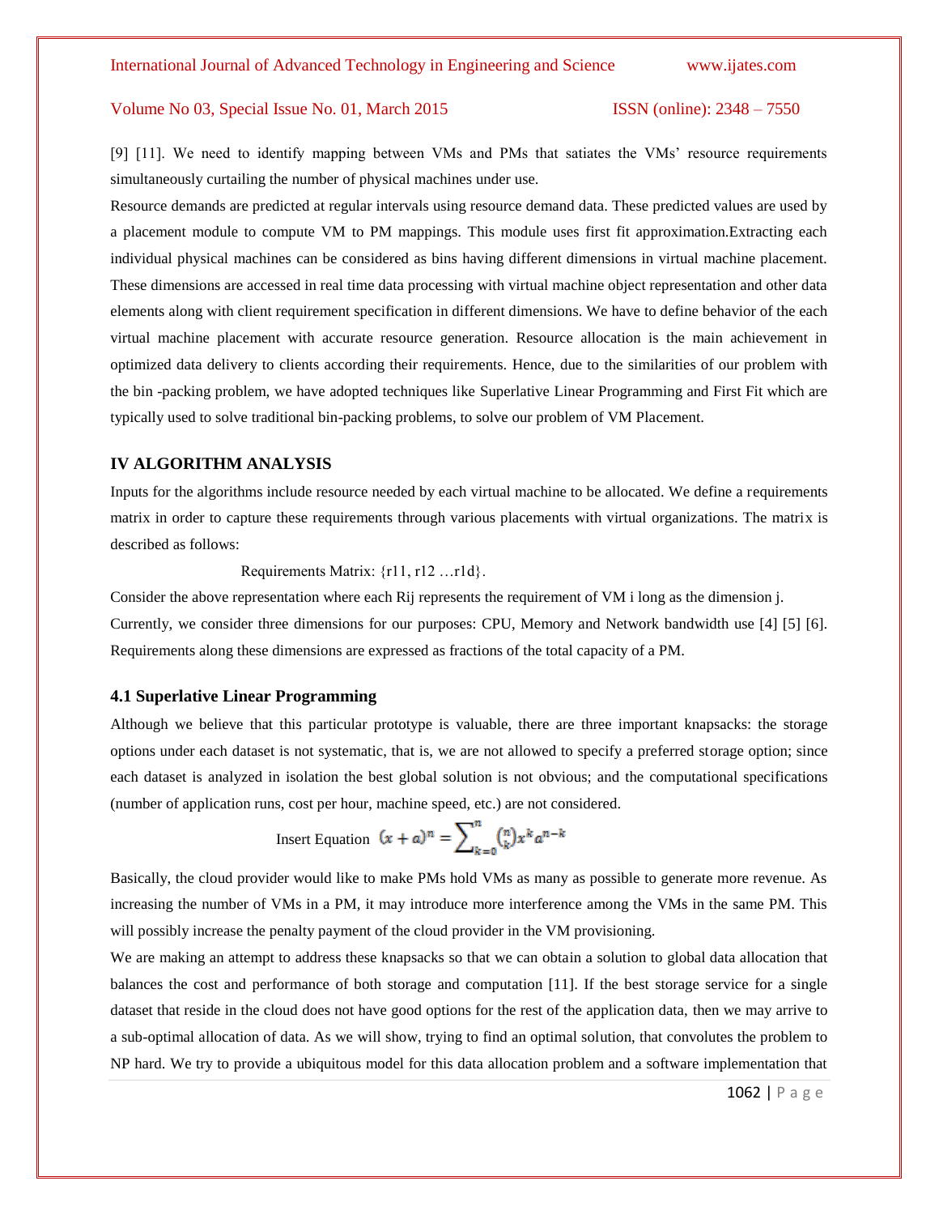[9] [11]. We need to identify mapping between VMs and PMs that satiates the VMs' resource requirements simultaneously curtailing the number of physical machines under use.

Resource demands are predicted at regular intervals using resource demand data. These predicted values are used by a placement module to compute VM to PM mappings. This module uses first fit approximation.Extracting each individual physical machines can be considered as bins having different dimensions in virtual machine placement. These dimensions are accessed in real time data processing with virtual machine object representation and other data elements along with client requirement specification in different dimensions. We have to define behavior of the each virtual machine placement with accurate resource generation. Resource allocation is the main achievement in optimized data delivery to clients according their requirements. Hence, due to the similarities of our problem with the bin -packing problem, we have adopted techniques like Superlative Linear Programming and First Fit which are typically used to solve traditional bin-packing problems, to solve our problem of VM Placement.

## IV ALGORITHM ANALYSIS

Inputs for the algorithms include resource needed by each virtual machine to be allocated. We define a requirements matrix in order to capture these requirements through various placements with virtual organizations. The matrix is described as follows:

Requirements Matrix: {r11, r12 …r1d}.

Consider the above representation where each Rij represents the requirement of VM i long as the dimension j.

Currently, we consider three dimensions for our purposes: CPU, Memory and Network bandwidth use [4] [5] [6]. Requirements along these dimensions are expressed as fractions of the total capacity of a PM.

### 4.1 Superlative Linear Programming

Although we believe that this particular prototype is valuable, there are three important knapsacks: the storage options under each dataset is not systematic, that is, we are not allowed to specify a preferred storage option; since each dataset is analyzed in isolation the best global solution is not obvious; and the computational specifications (number of application runs, cost per hour, machine speed, etc.) are not considered.

Insert Equation $(x+a)^n = \sum_{k=0}^{n} \binom{n}{k} x^k a^{n-k}$

Basically, the cloud provider would like to make PMs hold VMs as many as possible to generate more revenue. As increasing the number of VMs in a PM, it may introduce more interference among the VMs in the same PM. This will possibly increase the penalty payment of the cloud provider in the VM provisioning.

We are making an attempt to address these knapsacks so that we can obtain a solution to global data allocation that balances the cost and performance of both storage and computation [11]. If the best storage service for a single dataset that reside in the cloud does not have good options for the rest of the application data, then we may arrive to a sub-optimal allocation of data. As we will show, trying to find an optimal solution, that convolutes the problem to NP hard. We try to provide a ubiquitous model for this data allocation problem and a software implementation that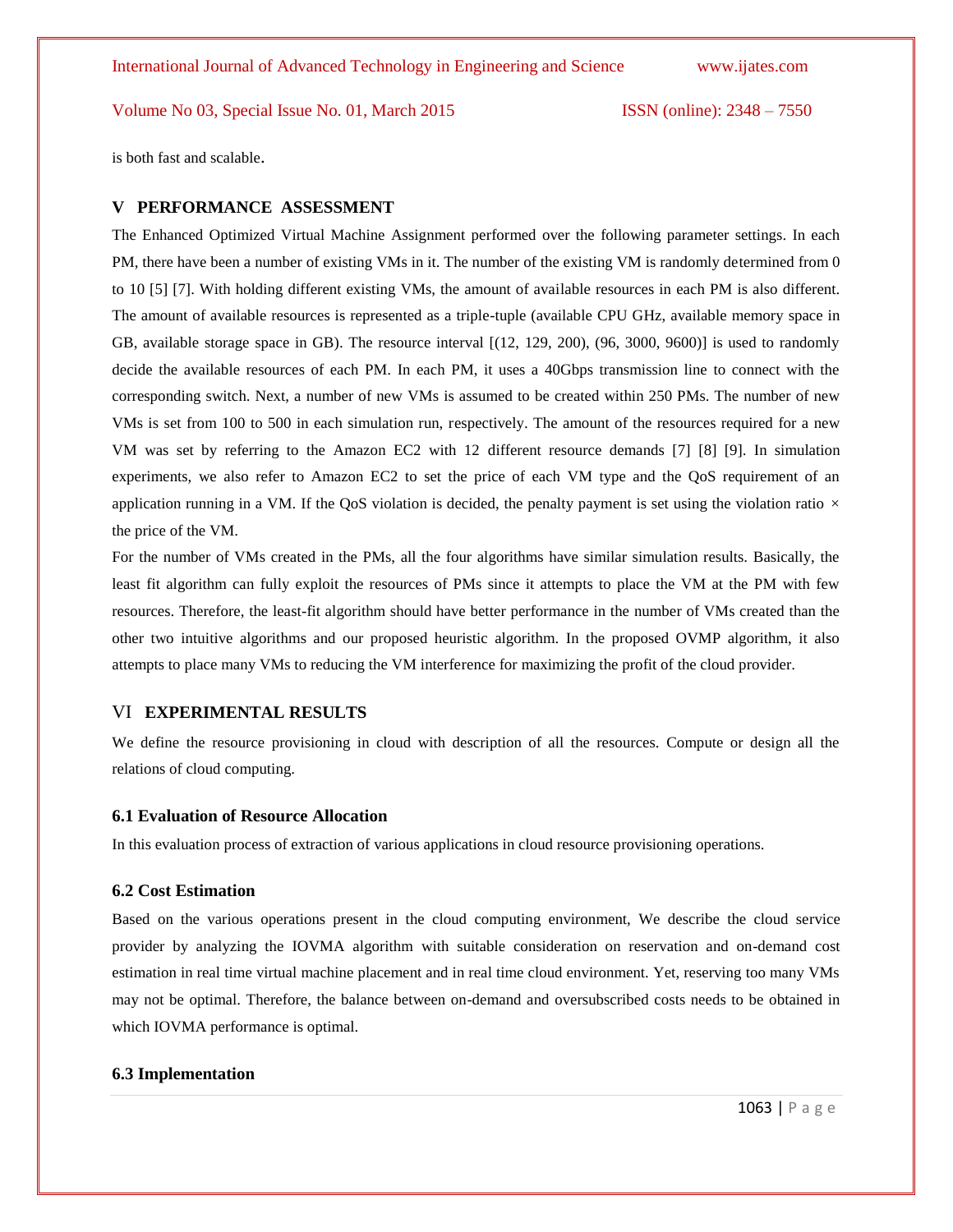is both fast and scalable.

## V PERFORMANCE ASSESSMENT

The Enhanced Optimized Virtual Machine Assignment performed over the following parameter settings. In each PM, there have been a number of existing VMs in it. The number of the existing VM is randomly determined from 0 to 10 [5] [7]. With holding different existing VMs, the amount of available resources in each PM is also different. The amount of available resources is represented as a triple-tuple (available CPU GHz, available memory space in GB, available storage space in GB). The resource interval [(12, 129, 200), (96, 3000, 9600)] is used to randomly decide the available resources of each PM. In each PM, it uses a 40Gbps transmission line to connect with the corresponding switch. Next, a number of new VMs is assumed to be created within 250 PMs. The number of new VMs is set from 100 to 500 in each simulation run, respectively. The amount of the resources required for a new VM was set by referring to the Amazon EC2 with 12 different resource demands [7] [8] [9]. In simulation experiments, we also refer to Amazon EC2 to set the price of each VM type and the QoS requirement of an application running in a VM. If the QoS violation is decided, the penalty payment is set using the violation ratio × the price of the VM.

For the number of VMs created in the PMs, all the four algorithms have similar simulation results. Basically, the least fit algorithm can fully exploit the resources of PMs since it attempts to place the VM at the PM with few resources. Therefore, the least-fit algorithm should have better performance in the number of VMs created than the other two intuitive algorithms and our proposed heuristic algorithm. In the proposed OVMP algorithm, it also attempts to place many VMs to reducing the VM interference for maximizing the profit of the cloud provider.

## VI EXPERIMENTAL RESULTS

We define the resource provisioning in cloud with description of all the resources. Compute or design all the relations of cloud computing.

### 6.1 Evaluation of Resource Allocation

In this evaluation process of extraction of various applications in cloud resource provisioning operations.

### 6.2 Cost Estimation

Based on the various operations present in the cloud computing environment, We describe the cloud service provider by analyzing the IOVMA algorithm with suitable consideration on reservation and on-demand cost estimation in real time virtual machine placement and in real time cloud environment. Yet, reserving too many VMs may not be optimal. Therefore, the balance between on-demand and oversubscribed costs needs to be obtained in which IOVMA performance is optimal.

### 6.3 Implementation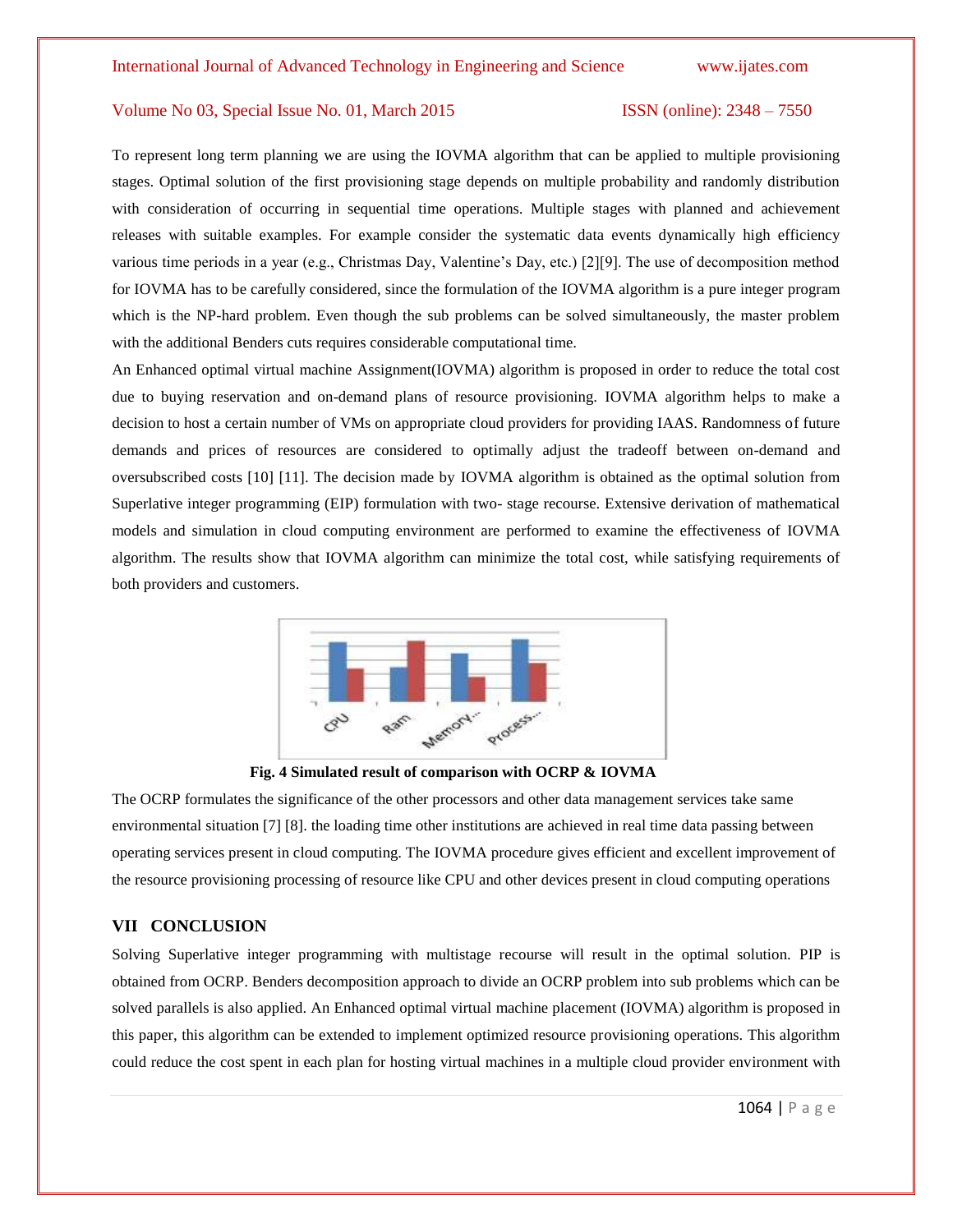To represent long term planning we are using the IOVMA algorithm that can be applied to multiple provisioning stages. Optimal solution of the first provisioning stage depends on multiple probability and randomly distribution with consideration of occurring in sequential time operations. Multiple stages with planned and achievement releases with suitable examples. For example consider the systematic data events dynamically high efficiency various time periods in a year (e.g., Christmas Day, Valentine's Day, etc.) [2][9]. The use of decomposition method for IOVMA has to be carefully considered, since the formulation of the IOVMA algorithm is a pure integer program which is the NP-hard problem. Even though the sub problems can be solved simultaneously, the master problem with the additional Benders cuts requires considerable computational time.

An Enhanced optimal virtual machine Assignment(IOVMA) algorithm is proposed in order to reduce the total cost due to buying reservation and on-demand plans of resource provisioning. IOVMA algorithm helps to make a decision to host a certain number of VMs on appropriate cloud providers for providing IAAS. Randomness of future demands and prices of resources are considered to optimally adjust the tradeoff between on-demand and oversubscribed costs [10] [11]. The decision made by IOVMA algorithm is obtained as the optimal solution from Superlative integer programming (EIP) formulation with two- stage recourse. Extensive derivation of mathematical models and simulation in cloud computing environment are performed to examine the effectiveness of IOVMA algorithm. The results show that IOVMA algorithm can minimize the total cost, while satisfying requirements of both providers and customers.

**Fig. 4 Simulated result of comparison with OCRP & IOVMA**

The OCRP formulates the significance of the other processors and other data management services take same environmental situation [7] [8]. the loading time other institutions are achieved in real time data passing between operating services present in cloud computing. The IOVMA procedure gives efficient and excellent improvement of the resource provisioning processing of resource like CPU and other devices present in cloud computing operations

## VII CONCLUSION

Solving Superlative integer programming with multistage recourse will result in the optimal solution. PIP is obtained from OCRP. Benders decomposition approach to divide an OCRP problem into sub problems which can be solved parallels is also applied. An Enhanced optimal virtual machine placement (IOVMA) algorithm is proposed in this paper, this algorithm can be extended to implement optimized resource provisioning operations. This algorithm could reduce the cost spent in each plan for hosting virtual machines in a multiple cloud provider environment with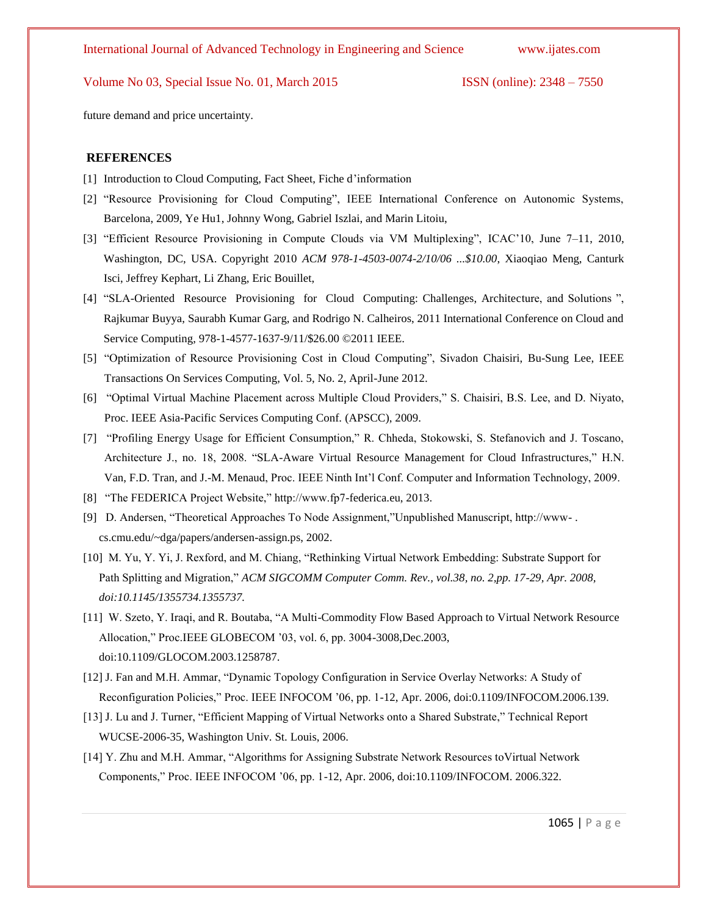future demand and price uncertainty.

## REFERENCES

[1] Introduction to Cloud Computing, Fact Sheet, Fiche d'information

[2] "Resource Provisioning for Cloud Computing", IEEE International Conference on Autonomic Systems, Barcelona, 2009, Ye Hu1, Johnny Wong, Gabriel Iszlai, and Marin Litoiu,

[3] "Efficient Resource Provisioning in Compute Clouds via VM Multiplexing", ICAC'10, June 7–11, 2010, Washington, DC, USA. Copyright 2010 *ACM 978-1-4503-0074-2/10/06 ...$10.00*, Xiaoqiao Meng, Canturk Isci, Jeffrey Kephart, Li Zhang, Eric Bouillet,

[4] "SLA-Oriented Resource Provisioning for Cloud Computing: Challenges, Architecture, and Solutions ", Rajkumar Buyya, Saurabh Kumar Garg, and Rodrigo N. Calheiros, 2011 International Conference on Cloud and Service Computing, 978-1-4577-1637-9/11/$26.00 ©2011 IEEE.

[5] "Optimization of Resource Provisioning Cost in Cloud Computing", Sivadon Chaisiri, Bu-Sung Lee, IEEE Transactions On Services Computing, Vol. 5, No. 2, April-June 2012.

[6] "Optimal Virtual Machine Placement across Multiple Cloud Providers," S. Chaisiri, B.S. Lee, and D. Niyato, Proc. IEEE Asia-Pacific Services Computing Conf. (APSCC), 2009.

[7] "Profiling Energy Usage for Efficient Consumption," R. Chheda, Stokowski, S. Stefanovich and J. Toscano, Architecture J., no. 18, 2008. "SLA-Aware Virtual Resource Management for Cloud Infrastructures," H.N. Van, F.D. Tran, and J.-M. Menaud, Proc. IEEE Ninth Int'l Conf. Computer and Information Technology, 2009.

[8] "The FEDERICA Project Website," http://www.fp7-federica.eu, 2013.

[9] D. Andersen, "Theoretical Approaches To Node Assignment,"Unpublished Manuscript, http://www- . cs.cmu.edu/~dga/papers/andersen-assign.ps, 2002.

[10] M. Yu, Y. Yi, J. Rexford, and M. Chiang, "Rethinking Virtual Network Embedding: Substrate Support for Path Splitting and Migration," *ACM SIGCOMM Computer Comm. Rev., vol.38, no. 2,pp. 17-29, Apr. 2008, doi:10.1145/1355734.1355737.*

[11] W. Szeto, Y. Iraqi, and R. Boutaba, "A Multi-Commodity Flow Based Approach to Virtual Network Resource Allocation," Proc.IEEE GLOBECOM '03, vol. 6, pp. 3004-3008,Dec.2003, doi:10.1109/GLOCOM.2003.1258787.

[12] J. Fan and M.H. Ammar, "Dynamic Topology Configuration in Service Overlay Networks: A Study of Reconfiguration Policies," Proc. IEEE INFOCOM '06, pp. 1-12, Apr. 2006, doi:0.1109/INFOCOM.2006.139.

[13] J. Lu and J. Turner, "Efficient Mapping of Virtual Networks onto a Shared Substrate," Technical Report WUCSE-2006-35, Washington Univ. St. Louis, 2006.

[14] Y. Zhu and M.H. Ammar, "Algorithms for Assigning Substrate Network Resources toVirtual Network Components," Proc. IEEE INFOCOM '06, pp. 1-12, Apr. 2006, doi:10.1109/INFOCOM. 2006.322.